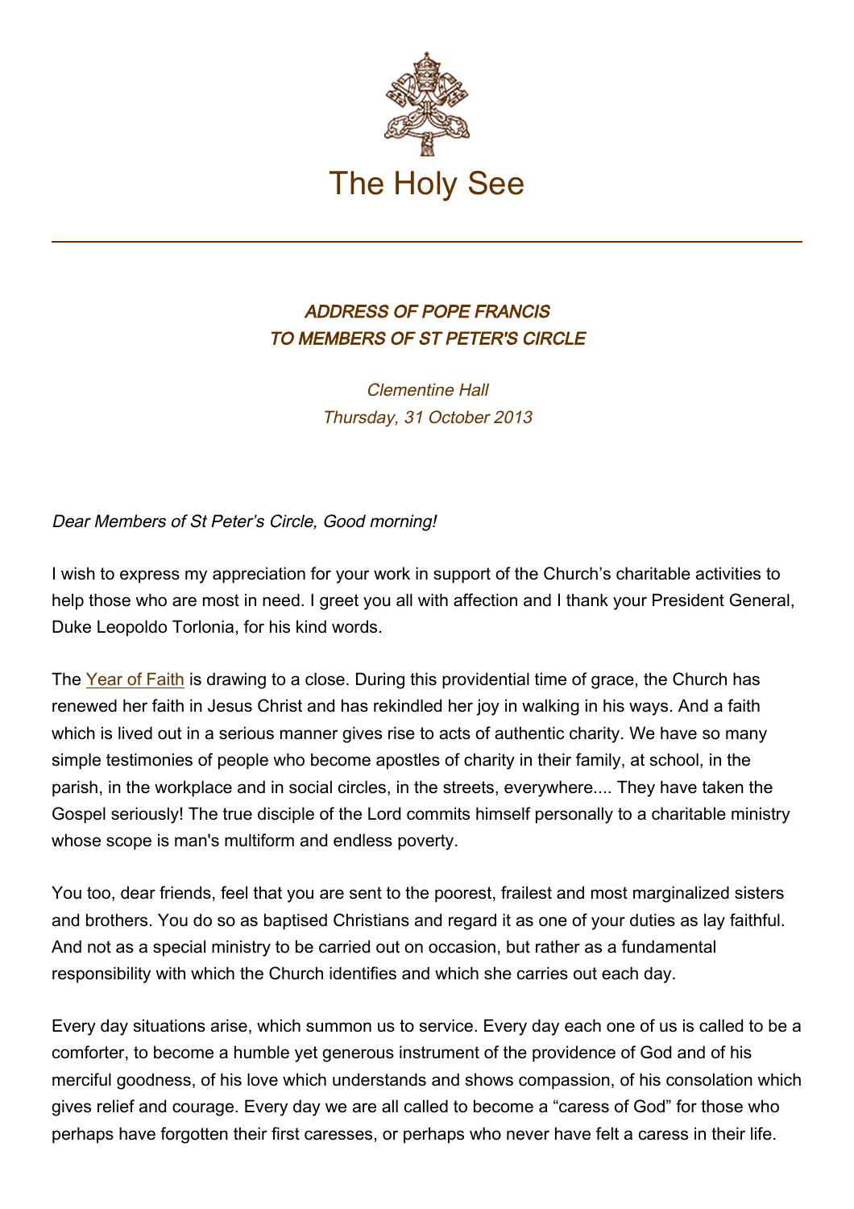# The Holy See

## *ADDRESS OF POPE FRANCIS TO MEMBERS OF ST PETER'S CIRCLE*

*Clementine Hall*
*Thursday, 31 October 2013*

*Dear Members of St Peter's Circle, Good morning!*

I wish to express my appreciation for your work in support of the Church's charitable activities to help those who are most in need. I greet you all with affection and I thank your President General, Duke Leopoldo Torlonia, for his kind words.

The Year of Faith is drawing to a close. During this providential time of grace, the Church has renewed her faith in Jesus Christ and has rekindled her joy in walking in his ways. And a faith which is lived out in a serious manner gives rise to acts of authentic charity. We have so many simple testimonies of people who become apostles of charity in their family, at school, in the parish, in the workplace and in social circles, in the streets, everywhere.... They have taken the Gospel seriously! The true disciple of the Lord commits himself personally to a charitable ministry whose scope is man's multiform and endless poverty.

You too, dear friends, feel that you are sent to the poorest, frailest and most marginalized sisters and brothers. You do so as baptised Christians and regard it as one of your duties as lay faithful. And not as a special ministry to be carried out on occasion, but rather as a fundamental responsibility with which the Church identifies and which she carries out each day.

Every day situations arise, which summon us to service. Every day each one of us is called to be a comforter, to become a humble yet generous instrument of the providence of God and of his merciful goodness, of his love which understands and shows compassion, of his consolation which gives relief and courage. Every day we are all called to become a "caress of God" for those who perhaps have forgotten their first caresses, or perhaps who never have felt a caress in their life.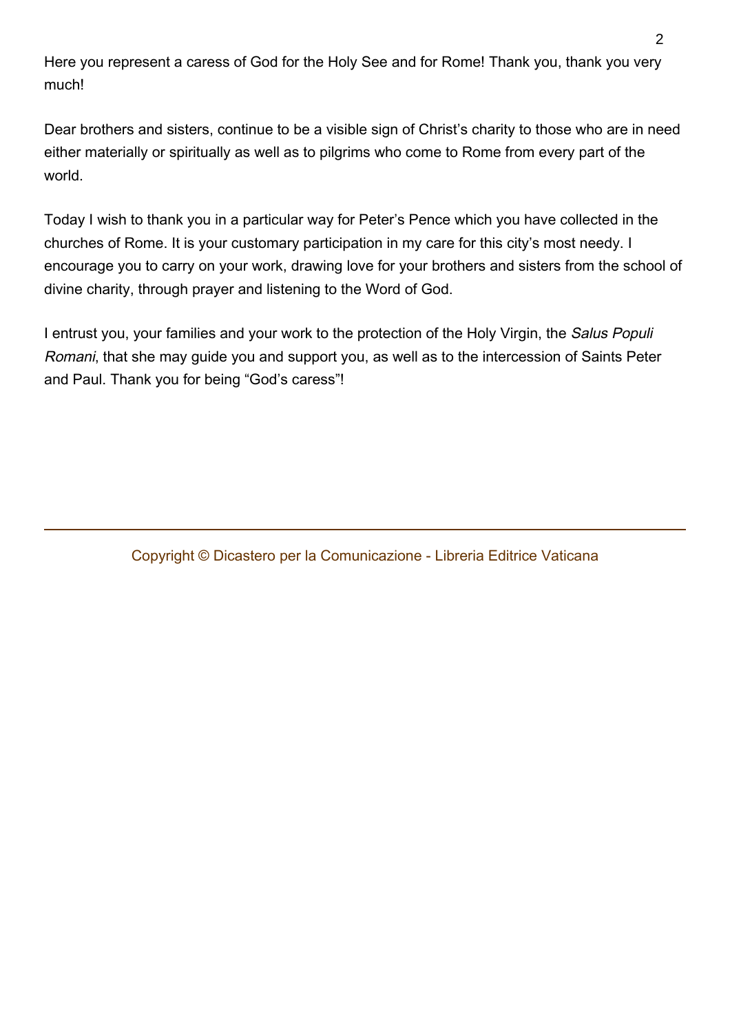Here you represent a caress of God for the Holy See and for Rome! Thank you, thank you very much!

Dear brothers and sisters, continue to be a visible sign of Christ’s charity to those who are in need either materially or spiritually as well as to pilgrims who come to Rome from every part of the world.

Today I wish to thank you in a particular way for Peter’s Pence which you have collected in the churches of Rome. It is your customary participation in my care for this city’s most needy. I encourage you to carry on your work, drawing love for your brothers and sisters from the school of divine charity, through prayer and listening to the Word of God.

I entrust you, your families and your work to the protection of the Holy Virgin, the *Salus Populi Romani*, that she may guide you and support you, as well as to the intercession of Saints Peter and Paul. Thank you for being “God’s caress”!

---

Copyright © Dicastero per la Comunicazione - Libreria Editrice Vaticana